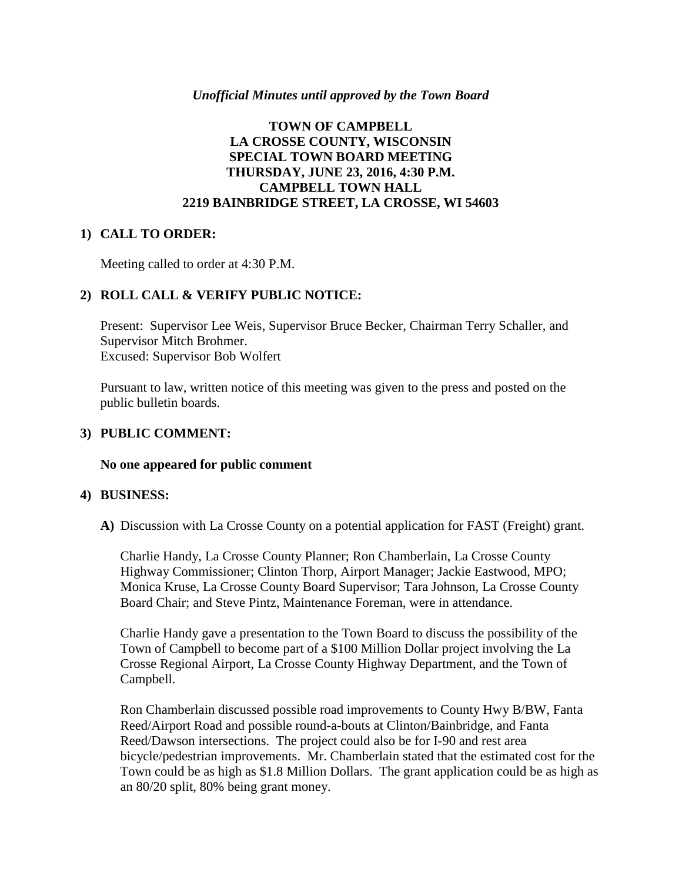*Unofficial Minutes until approved by the Town Board*

# TOWN OF CAMPBELL
# LA CROSSE COUNTY, WISCONSIN
# SPECIAL TOWN BOARD MEETING
# THURSDAY, JUNE 23, 2016, 4:30 P.M.
# CAMPBELL TOWN HALL
# 2219 BAINBRIDGE STREET, LA CROSSE, WI 54603

## 1) CALL TO ORDER:

Meeting called to order at 4:30 P.M.

## 2) ROLL CALL & VERIFY PUBLIC NOTICE:

Present: Supervisor Lee Weis, Supervisor Bruce Becker, Chairman Terry Schaller, and Supervisor Mitch Brohmer.
Excused: Supervisor Bob Wolfert

Pursuant to law, written notice of this meeting was given to the press and posted on the public bulletin boards.

## 3) PUBLIC COMMENT:

**No one appeared for public comment**

## 4) BUSINESS:

**A)** Discussion with La Crosse County on a potential application for FAST (Freight) grant.

Charlie Handy, La Crosse County Planner; Ron Chamberlain, La Crosse County Highway Commissioner; Clinton Thorp, Airport Manager; Jackie Eastwood, MPO; Monica Kruse, La Crosse County Board Supervisor; Tara Johnson, La Crosse County Board Chair; and Steve Pintz, Maintenance Foreman, were in attendance.

Charlie Handy gave a presentation to the Town Board to discuss the possibility of the Town of Campbell to become part of a $100 Million Dollar project involving the La Crosse Regional Airport, La Crosse County Highway Department, and the Town of Campbell.

Ron Chamberlain discussed possible road improvements to County Hwy B/BW, Fanta Reed/Airport Road and possible round-a-bouts at Clinton/Bainbridge, and Fanta Reed/Dawson intersections. The project could also be for I-90 and rest area bicycle/pedestrian improvements. Mr. Chamberlain stated that the estimated cost for the Town could be as high as $1.8 Million Dollars. The grant application could be as high as an 80/20 split, 80% being grant money.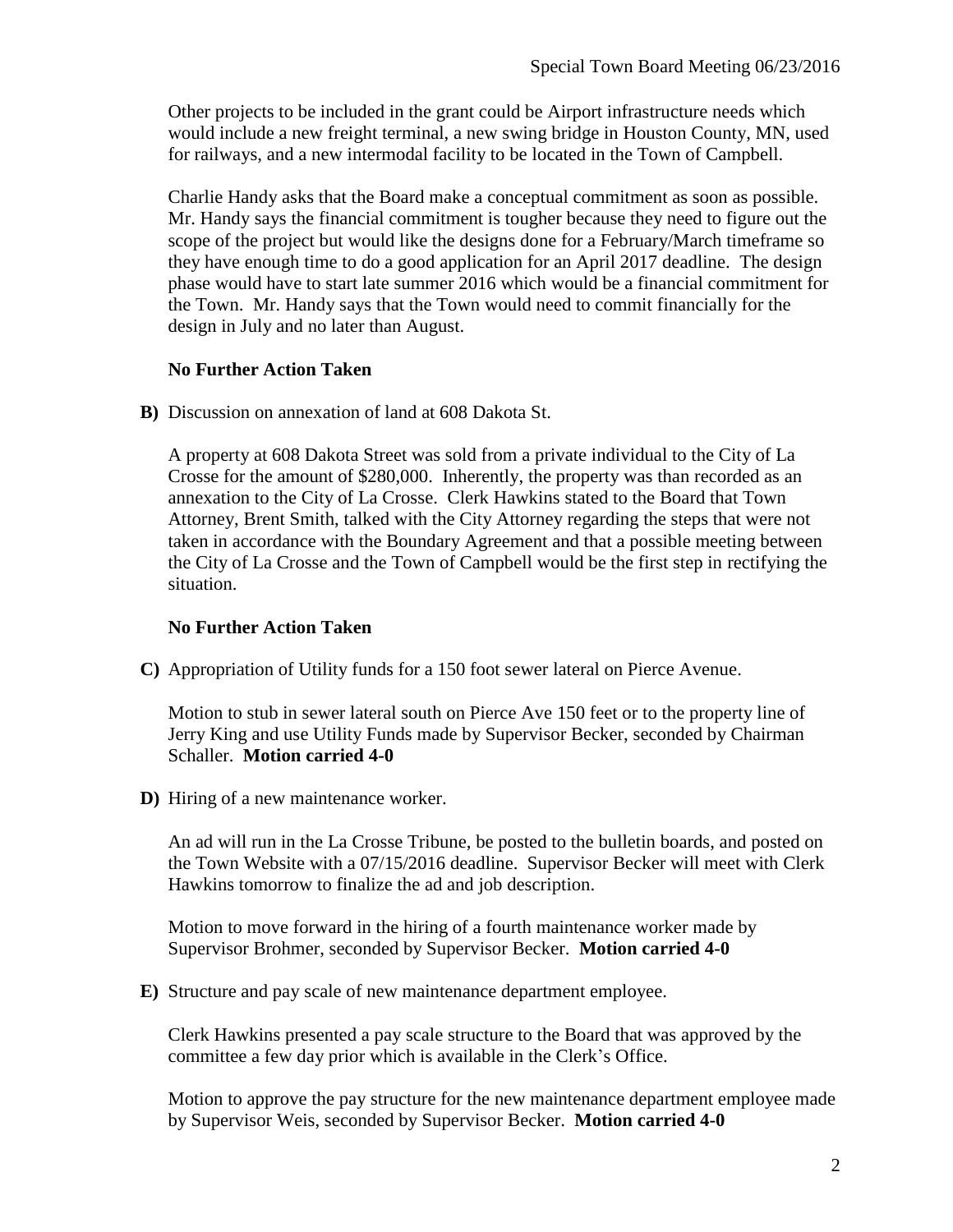Other projects to be included in the grant could be Airport infrastructure needs which would include a new freight terminal, a new swing bridge in Houston County, MN, used for railways, and a new intermodal facility to be located in the Town of Campbell.

Charlie Handy asks that the Board make a conceptual commitment as soon as possible. Mr. Handy says the financial commitment is tougher because they need to figure out the scope of the project but would like the designs done for a February/March timeframe so they have enough time to do a good application for an April 2017 deadline. The design phase would have to start late summer 2016 which would be a financial commitment for the Town. Mr. Handy says that the Town would need to commit financially for the design in July and no later than August.

**No Further Action Taken**

**B)** Discussion on annexation of land at 608 Dakota St.

A property at 608 Dakota Street was sold from a private individual to the City of La Crosse for the amount of $280,000. Inherently, the property was than recorded as an annexation to the City of La Crosse. Clerk Hawkins stated to the Board that Town Attorney, Brent Smith, talked with the City Attorney regarding the steps that were not taken in accordance with the Boundary Agreement and that a possible meeting between the City of La Crosse and the Town of Campbell would be the first step in rectifying the situation.

**No Further Action Taken**

**C)** Appropriation of Utility funds for a 150 foot sewer lateral on Pierce Avenue.

Motion to stub in sewer lateral south on Pierce Ave 150 feet or to the property line of Jerry King and use Utility Funds made by Supervisor Becker, seconded by Chairman Schaller. **Motion carried 4-0**

**D)** Hiring of a new maintenance worker.

An ad will run in the La Crosse Tribune, be posted to the bulletin boards, and posted on the Town Website with a 07/15/2016 deadline. Supervisor Becker will meet with Clerk Hawkins tomorrow to finalize the ad and job description.

Motion to move forward in the hiring of a fourth maintenance worker made by Supervisor Brohmer, seconded by Supervisor Becker. **Motion carried 4-0**

**E)** Structure and pay scale of new maintenance department employee.

Clerk Hawkins presented a pay scale structure to the Board that was approved by the committee a few day prior which is available in the Clerk's Office.

Motion to approve the pay structure for the new maintenance department employee made by Supervisor Weis, seconded by Supervisor Becker. **Motion carried 4-0**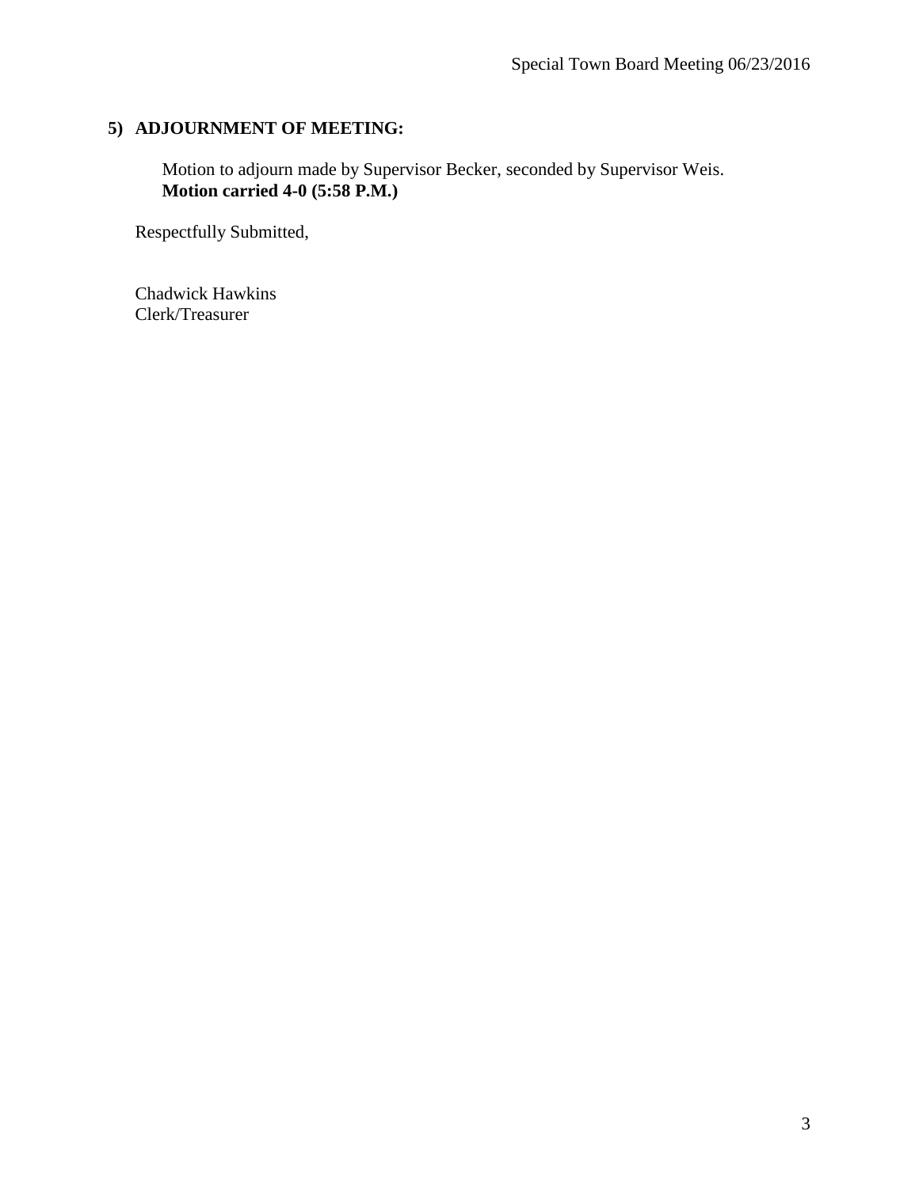**5) ADJOURNMENT OF MEETING:**

Motion to adjourn made by Supervisor Becker, seconded by Supervisor Weis.
**Motion carried 4-0 (5:58 P.M.)**

Respectfully Submitted,

Chadwick Hawkins
Clerk/Treasurer